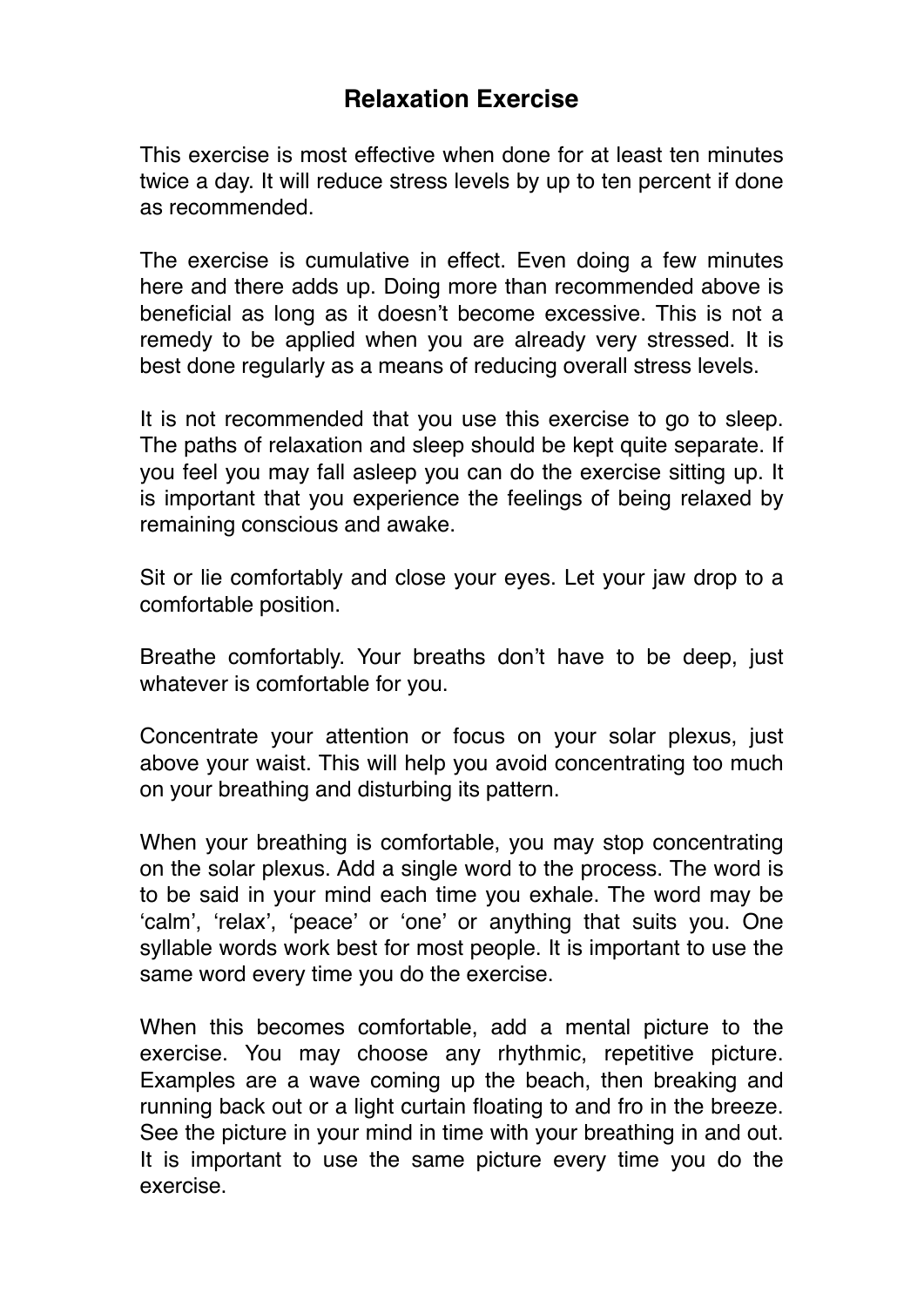# Relaxation Exercise

This exercise is most effective when done for at least ten minutes twice a day. It will reduce stress levels by up to ten percent if done as recommended.

The exercise is cumulative in effect. Even doing a few minutes here and there adds up. Doing more than recommended above is beneficial as long as it doesn't become excessive. This is not a remedy to be applied when you are already very stressed. It is best done regularly as a means of reducing overall stress levels.

It is not recommended that you use this exercise to go to sleep. The paths of relaxation and sleep should be kept quite separate. If you feel you may fall asleep you can do the exercise sitting up. It is important that you experience the feelings of being relaxed by remaining conscious and awake.

Sit or lie comfortably and close your eyes. Let your jaw drop to a comfortable position.

Breathe comfortably. Your breaths don't have to be deep, just whatever is comfortable for you.

Concentrate your attention or focus on your solar plexus, just above your waist. This will help you avoid concentrating too much on your breathing and disturbing its pattern.

When your breathing is comfortable, you may stop concentrating on the solar plexus. Add a single word to the process. The word is to be said in your mind each time you exhale. The word may be 'calm', 'relax', 'peace' or 'one' or anything that suits you. One syllable words work best for most people. It is important to use the same word every time you do the exercise.

When this becomes comfortable, add a mental picture to the exercise. You may choose any rhythmic, repetitive picture. Examples are a wave coming up the beach, then breaking and running back out or a light curtain floating to and fro in the breeze. See the picture in your mind in time with your breathing in and out. It is important to use the same picture every time you do the exercise.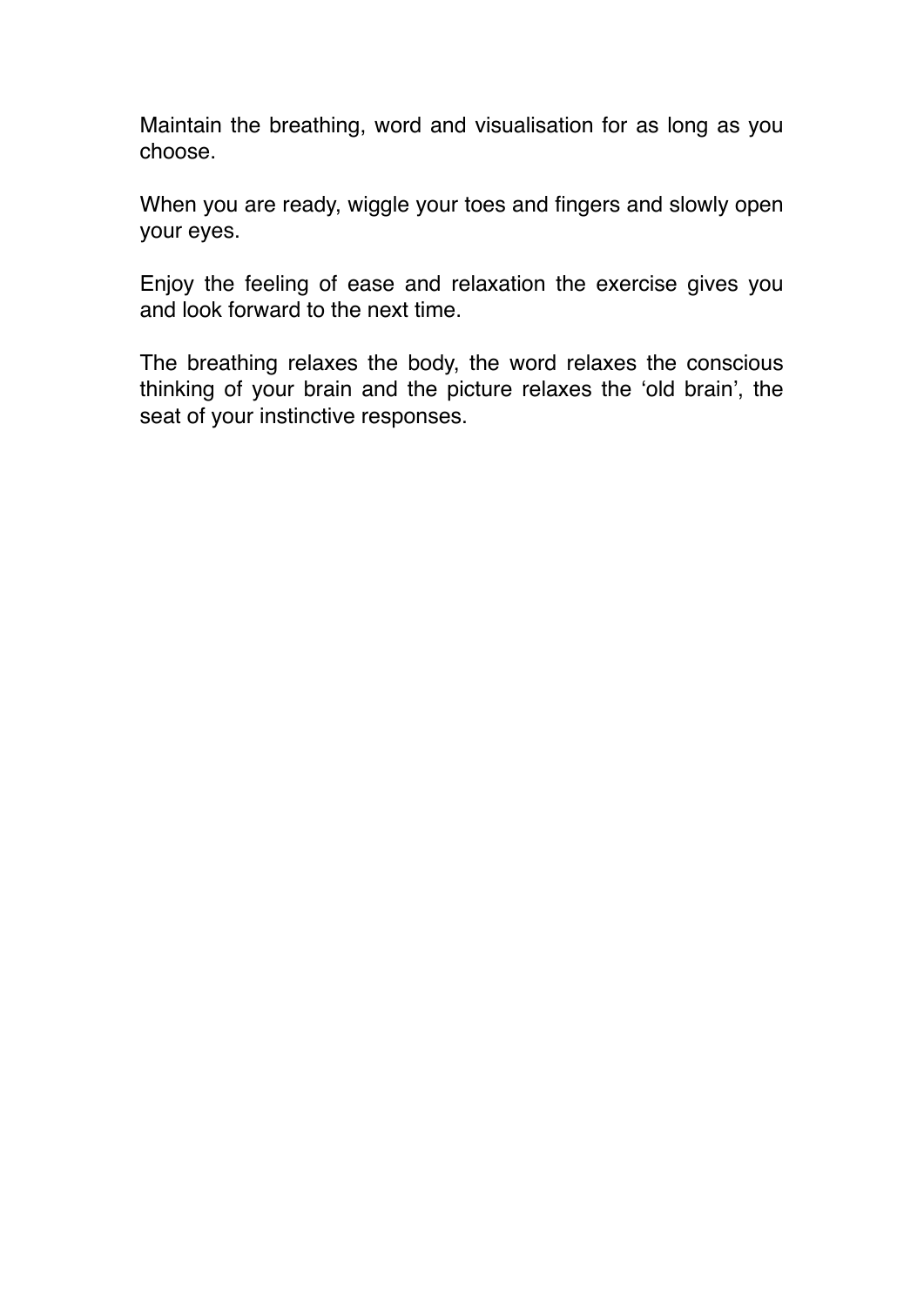Maintain the breathing, word and visualisation for as long as you choose.

When you are ready, wiggle your toes and fingers and slowly open your eyes.

Enjoy the feeling of ease and relaxation the exercise gives you and look forward to the next time.

The breathing relaxes the body, the word relaxes the conscious thinking of your brain and the picture relaxes the 'old brain', the seat of your instinctive responses.